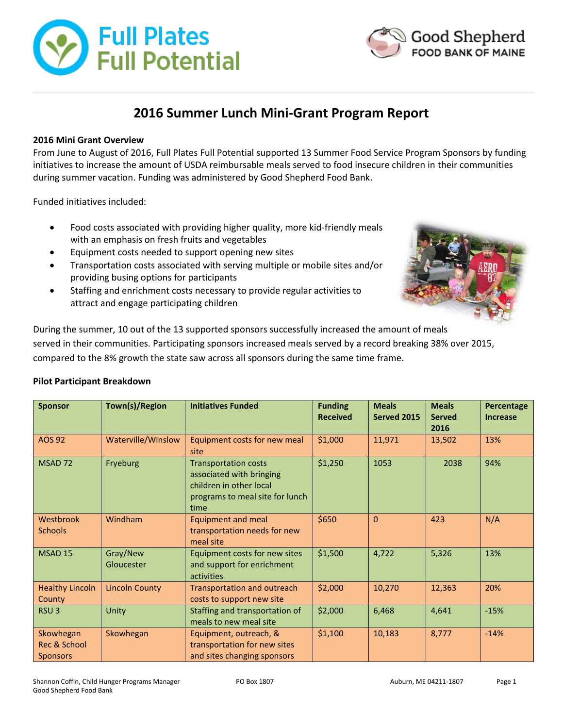# 2016 Summer Lunch Mini-Grant Program Report

### 2016 Mini Grant Overview

From June to August of 2016, Full Plates Full Potential supported 13 Summer Food Service Program Sponsors by funding initiatives to increase the amount of USDA reimbursable meals served to food insecure children in their communities during summer vacation. Funding was administered by Good Shepherd Food Bank.

Funded initiatives included:

- Food costs associated with providing higher quality, more kid-friendly meals with an emphasis on fresh fruits and vegetables
- Equipment costs needed to support opening new sites
- Transportation costs associated with serving multiple or mobile sites and/or providing busing options for participants
- Staffing and enrichment costs necessary to provide regular activities to attract and engage participating children

During the summer, 10 out of the 13 supported sponsors successfully increased the amount of meals served in their communities. Participating sponsors increased meals served by a record breaking 38% over 2015, compared to the 8% growth the state saw across all sponsors during the same time frame.

### Pilot Participant Breakdown

| Sponsor | Town(s)/Region | Initiatives Funded | Funding Received | Meals Served 2015 | Meals Served 2016 | Percentage Increase |
|---|---|---|---|---|---|---|
| AOS 92 | Waterville/Winslow | Equipment costs for new meal site | $1,000 | 11,971 | 13,502 | 13% |
| MSAD 72 | Fryeburg | Transportation costs associated with bringing children in other local programs to meal site for lunch time | $1,250 | 1053 | 2038 | 94% |
| Westbrook Schools | Windham | Equipment and meal transportation needs for new meal site | $650 | 0 | 423 | N/A |
| MSAD 15 | Gray/New Gloucester | Equipment costs for new sites and support for enrichment activities | $1,500 | 4,722 | 5,326 | 13% |
| Healthy Lincoln County | Lincoln County | Transportation and outreach costs to support new site | $2,000 | 10,270 | 12,363 | 20% |
| RSU 3 | Unity | Staffing and transportation of meals to new meal site | $2,000 | 6,468 | 4,641 | -15% |
| Skowhegan Rec & School Sponsors | Skowhegan | Equipment, outreach, & transportation for new sites and sites changing sponsors | $1,100 | 10,183 | 8,777 | -14% |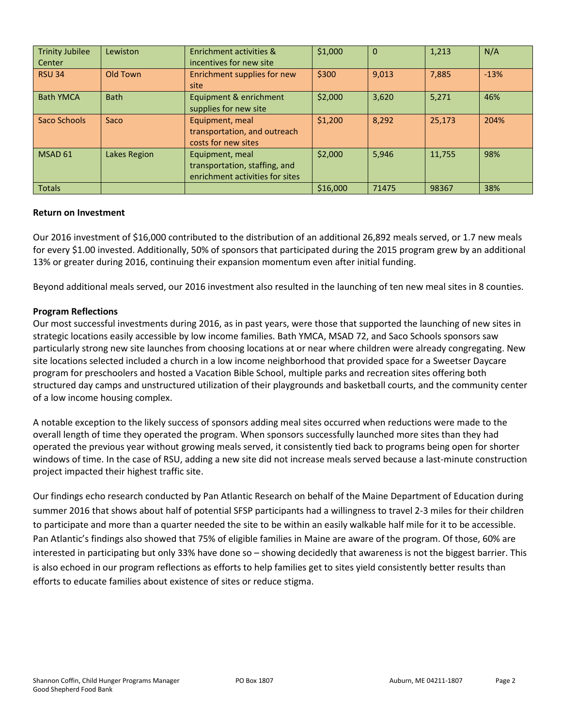| | | | | | | |
|---|---|---|---|---|---|---|
| Trinity Jubilee Center | Lewiston | Enrichment activities & incentives for new site | $1,000 | 0 | 1,213 | N/A |
| RSU 34 | Old Town | Enrichment supplies for new site | $300 | 9,013 | 7,885 | -13% |
| Bath YMCA | Bath | Equipment & enrichment supplies for new site | $2,000 | 3,620 | 5,271 | 46% |
| Saco Schools | Saco | Equipment, meal transportation, and outreach costs for new sites | $1,200 | 8,292 | 25,173 | 204% |
| MSAD 61 | Lakes Region | Equipment, meal transportation, staffing, and enrichment activities for sites | $2,000 | 5,946 | 11,755 | 98% |
| Totals | | | $16,000 | 71475 | 98367 | 38% |

**Return on Investment**

Our 2016 investment of $16,000 contributed to the distribution of an additional 26,892 meals served, or 1.7 new meals for every $1.00 invested. Additionally, 50% of sponsors that participated during the 2015 program grew by an additional 13% or greater during 2016, continuing their expansion momentum even after initial funding.

Beyond additional meals served, our 2016 investment also resulted in the launching of ten new meal sites in 8 counties.

**Program Reflections**

Our most successful investments during 2016, as in past years, were those that supported the launching of new sites in strategic locations easily accessible by low income families. Bath YMCA, MSAD 72, and Saco Schools sponsors saw particularly strong new site launches from choosing locations at or near where children were already congregating. New site locations selected included a church in a low income neighborhood that provided space for a Sweetser Daycare program for preschoolers and hosted a Vacation Bible School, multiple parks and recreation sites offering both structured day camps and unstructured utilization of their playgrounds and basketball courts, and the community center of a low income housing complex.

A notable exception to the likely success of sponsors adding meal sites occurred when reductions were made to the overall length of time they operated the program. When sponsors successfully launched more sites than they had operated the previous year without growing meals served, it consistently tied back to programs being open for shorter windows of time. In the case of RSU, adding a new site did not increase meals served because a last-minute construction project impacted their highest traffic site.

Our findings echo research conducted by Pan Atlantic Research on behalf of the Maine Department of Education during summer 2016 that shows about half of potential SFSP participants had a willingness to travel 2-3 miles for their children to participate and more than a quarter needed the site to be within an easily walkable half mile for it to be accessible. Pan Atlantic's findings also showed that 75% of eligible families in Maine are aware of the program. Of those, 60% are interested in participating but only 33% have done so – showing decidedly that awareness is not the biggest barrier. This is also echoed in our program reflections as efforts to help families get to sites yield consistently better results than efforts to educate families about existence of sites or reduce stigma.